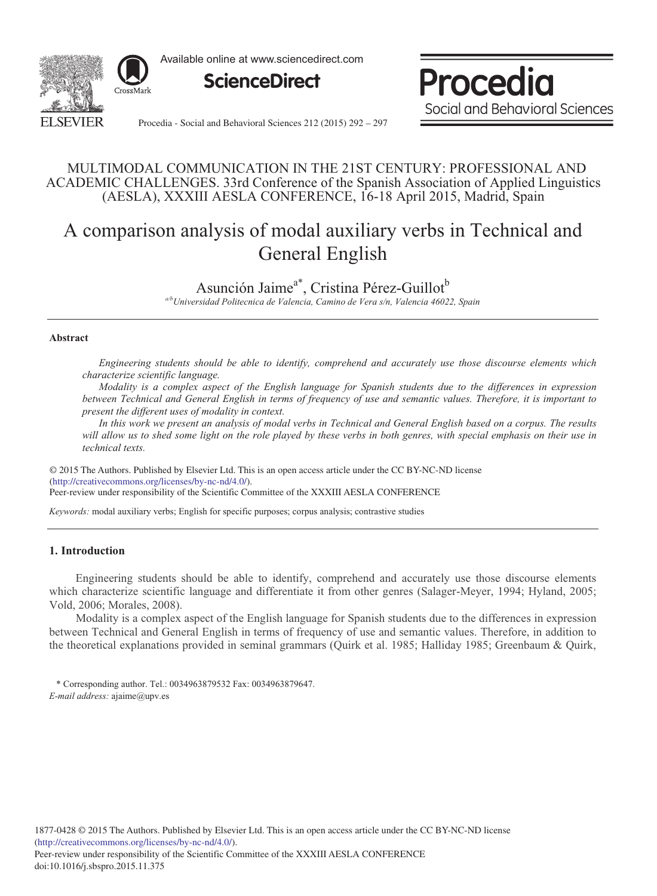MULTIMODAL COMMUNICATION IN THE 21ST CENTURY: PROFESSIONAL AND ACADEMIC CHALLENGES. 33rd Conference of the Spanish Association of Applied Linguistics (AESLA), XXXIII AESLA CONFERENCE, 16-18 April 2015, Madrid, Spain

# A comparison analysis of modal auxiliary verbs in Technical and General English

Asunción Jaime[a*], Cristina Pérez-Guillot[b]

[a/b]*Universidad Politecnica de Valencia, Camino de Vera s/n, Valencia 46022, Spain*

---

### Abstract

*Engineering students should be able to identify, comprehend and accurately use those discourse elements which characterize scientific language.*

*Modality is a complex aspect of the English language for Spanish students due to the differences in expression between Technical and General English in terms of frequency of use and semantic values. Therefore, it is important to present the different uses of modality in context.*

*In this work we present an analysis of modal verbs in Technical and General English based on a corpus. The results will allow us to shed some light on the role played by these verbs in both genres, with special emphasis on their use in technical texts.*

© 2015 The Authors. Published by Elsevier Ltd. This is an open access article under the CC BY-NC-ND license (http://creativecommons.org/licenses/by-nc-nd/4.0/).
Peer-review under responsibility of the Scientific Committee of the XXXIII AESLA CONFERENCE

*Keywords:* modal auxiliary verbs; English for specific purposes; corpus analysis; contrastive studies

---

## 1. Introduction

Engineering students should be able to identify, comprehend and accurately use those discourse elements which characterize scientific language and differentiate it from other genres (Salager-Meyer, 1994; Hyland, 2005; Vold, 2006; Morales, 2008).

Modality is a complex aspect of the English language for Spanish students due to the differences in expression between Technical and General English in terms of frequency of use and semantic values. Therefore, in addition to the theoretical explanations provided in seminal grammars (Quirk et al. 1985; Halliday 1985; Greenbaum & Quirk,

\* Corresponding author. Tel.: 0034963879532 Fax: 0034963879647.
*E-mail address:* ajaime@upv.es

1877-0428 © 2015 The Authors. Published by Elsevier Ltd. This is an open access article under the CC BY-NC-ND license (http://creativecommons.org/licenses/by-nc-nd/4.0/).
Peer-review under responsibility of the Scientific Committee of the XXXIII AESLA CONFERENCE
doi:10.1016/j.sbspro.2015.11.375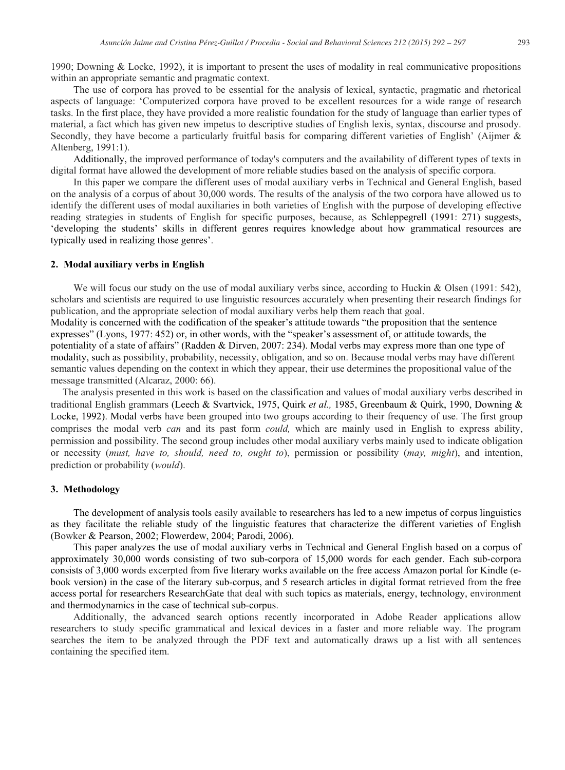1990; Downing & Locke, 1992), it is important to present the uses of modality in real communicative propositions within an appropriate semantic and pragmatic context.

The use of corpora has proved to be essential for the analysis of lexical, syntactic, pragmatic and rhetorical aspects of language: 'Computerized corpora have proved to be excellent resources for a wide range of research tasks. In the first place, they have provided a more realistic foundation for the study of language than earlier types of material, a fact which has given new impetus to descriptive studies of English lexis, syntax, discourse and prosody. Secondly, they have become a particularly fruitful basis for comparing different varieties of English' (Aijmer & Altenberg, 1991:1).

Additionally, the improved performance of today's computers and the availability of different types of texts in digital format have allowed the development of more reliable studies based on the analysis of specific corpora.

In this paper we compare the different uses of modal auxiliary verbs in Technical and General English, based on the analysis of a corpus of about 30,000 words. The results of the analysis of the two corpora have allowed us to identify the different uses of modal auxiliaries in both varieties of English with the purpose of developing effective reading strategies in students of English for specific purposes, because, as Schleppegrell (1991: 271) suggests, 'developing the students' skills in different genres requires knowledge about how grammatical resources are typically used in realizing those genres'.

## 2. Modal auxiliary verbs in English

We will focus our study on the use of modal auxiliary verbs since, according to Huckin & Olsen (1991: 542), scholars and scientists are required to use linguistic resources accurately when presenting their research findings for publication, and the appropriate selection of modal auxiliary verbs help them reach that goal.

Modality is concerned with the codification of the speaker's attitude towards "the proposition that the sentence expresses" (Lyons, 1977: 452) or, in other words, with the "speaker's assessment of, or attitude towards, the potentiality of a state of affairs" (Radden & Dirven, 2007: 234). Modal verbs may express more than one type of modality, such as possibility, probability, necessity, obligation, and so on. Because modal verbs may have different semantic values depending on the context in which they appear, their use determines the propositional value of the message transmitted (Alcaraz, 2000: 66).

The analysis presented in this work is based on the classification and values of modal auxiliary verbs described in traditional English grammars (Leech & Svartvick, 1975, Quirk *et al.,* 1985, Greenbaum & Quirk, 1990, Downing & Locke, 1992). Modal verbs have been grouped into two groups according to their frequency of use. The first group comprises the modal verb *can* and its past form *could,* which are mainly used in English to express ability, permission and possibility. The second group includes other modal auxiliary verbs mainly used to indicate obligation or necessity (*must, have to, should, need to, ought to*), permission or possibility (*may, might*), and intention, prediction or probability (*would*).

## 3. Methodology

The development of analysis tools easily available to researchers has led to a new impetus of corpus linguistics as they facilitate the reliable study of the linguistic features that characterize the different varieties of English (Bowker & Pearson, 2002; Flowerdew, 2004; Parodi, 2006).

This paper analyzes the use of modal auxiliary verbs in Technical and General English based on a corpus of approximately 30,000 words consisting of two sub-corpora of 15,000 words for each gender. Each sub-corpora consists of 3,000 words excerpted from five literary works available on the free access Amazon portal for Kindle (e-book version) in the case of the literary sub-corpus, and 5 research articles in digital format retrieved from the free access portal for researchers ResearchGate that deal with such topics as materials, energy, technology, environment and thermodynamics in the case of technical sub-corpus.

Additionally, the advanced search options recently incorporated in Adobe Reader applications allow researchers to study specific grammatical and lexical devices in a faster and more reliable way. The program searches the item to be analyzed through the PDF text and automatically draws up a list with all sentences containing the specified item.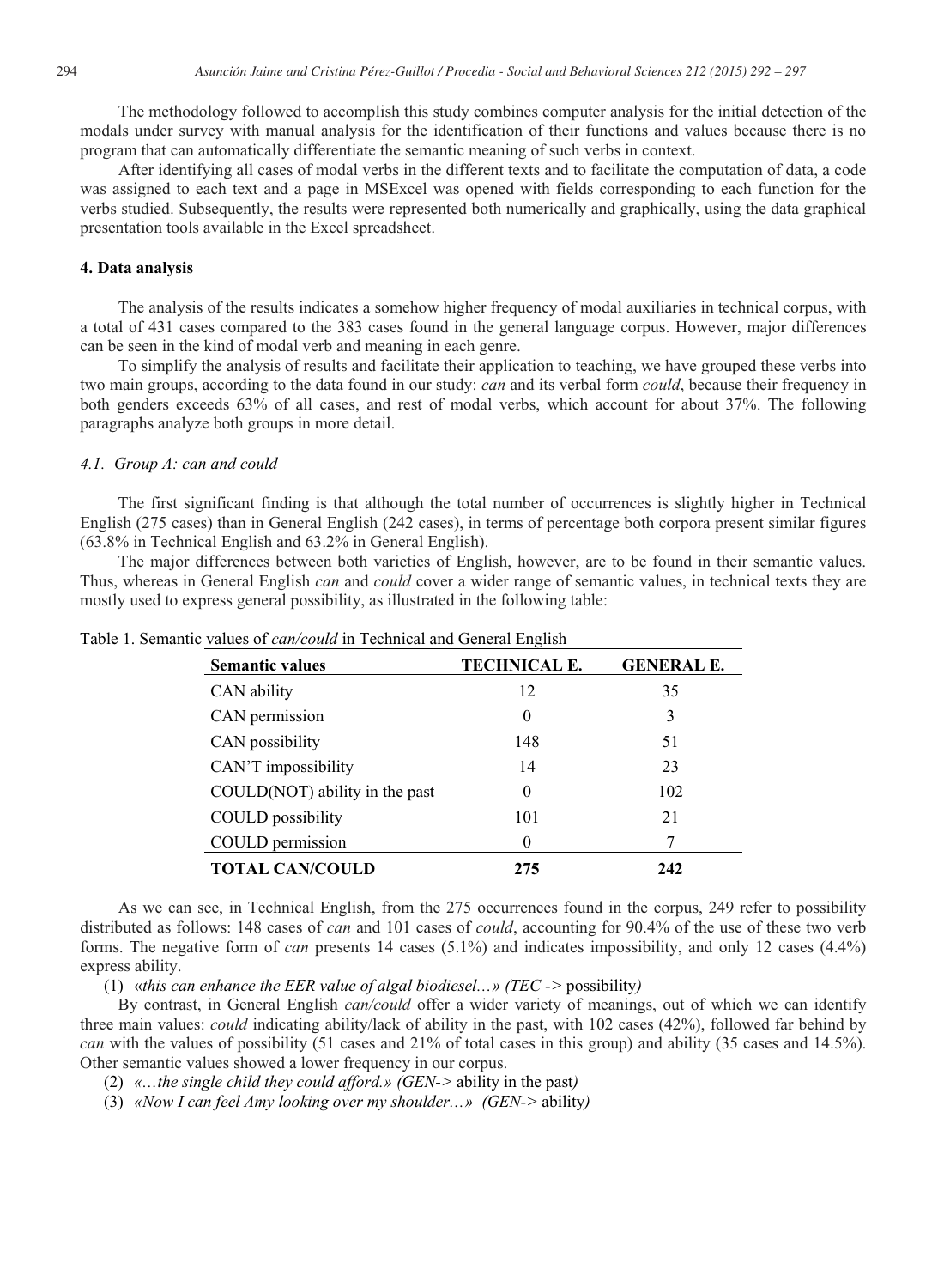The methodology followed to accomplish this study combines computer analysis for the initial detection of the modals under survey with manual analysis for the identification of their functions and values because there is no program that can automatically differentiate the semantic meaning of such verbs in context.

After identifying all cases of modal verbs in the different texts and to facilitate the computation of data, a code was assigned to each text and a page in MSExcel was opened with fields corresponding to each function for the verbs studied. Subsequently, the results were represented both numerically and graphically, using the data graphical presentation tools available in the Excel spreadsheet.

## 4. Data analysis

The analysis of the results indicates a somehow higher frequency of modal auxiliaries in technical corpus, with a total of 431 cases compared to the 383 cases found in the general language corpus. However, major differences can be seen in the kind of modal verb and meaning in each genre.

To simplify the analysis of results and facilitate their application to teaching, we have grouped these verbs into two main groups, according to the data found in our study: *can* and its verbal form *could*, because their frequency in both genders exceeds 63% of all cases, and rest of modal verbs, which account for about 37%. The following paragraphs analyze both groups in more detail.

### *4.1. Group A: can and could*

The first significant finding is that although the total number of occurrences is slightly higher in Technical English (275 cases) than in General English (242 cases), in terms of percentage both corpora present similar figures (63.8% in Technical English and 63.2% in General English).

The major differences between both varieties of English, however, are to be found in their semantic values. Thus, whereas in General English *can* and *could* cover a wider range of semantic values, in technical texts they are mostly used to express general possibility, as illustrated in the following table:

Table 1. Semantic values of *can/could* in Technical and General English

| Semantic values | TECHNICAL E. | GENERAL E. |
|---|---|---|
| CAN ability | 12 | 35 |
| CAN permission | 0 | 3 |
| CAN possibility | 148 | 51 |
| CAN'T impossibility | 14 | 23 |
| COULD(NOT) ability in the past | 0 | 102 |
| COULD possibility | 101 | 21 |
| COULD permission | 0 | 7 |
| **TOTAL CAN/COULD** | **275** | **242** |

As we can see, in Technical English, from the 275 occurrences found in the corpus, 249 refer to possibility distributed as follows: 148 cases of *can* and 101 cases of *could*, accounting for 90.4% of the use of these two verb forms. The negative form of *can* presents 14 cases (5.1%) and indicates impossibility, and only 12 cases (4.4%) express ability.

(1) «*this can enhance the EER value of algal biodiesel…» (TEC ->* possibility*)*

By contrast, in General English *can/could* offer a wider variety of meanings, out of which we can identify three main values: *could* indicating ability/lack of ability in the past, with 102 cases (42%), followed far behind by *can* with the values of possibility (51 cases and 21% of total cases in this group) and ability (35 cases and 14.5%). Other semantic values showed a lower frequency in our corpus.

(2) *«…the single child they could afford.» (GEN->* ability in the past*)*

(3) *«Now I can feel Amy looking over my shoulder…» (GEN->* ability*)*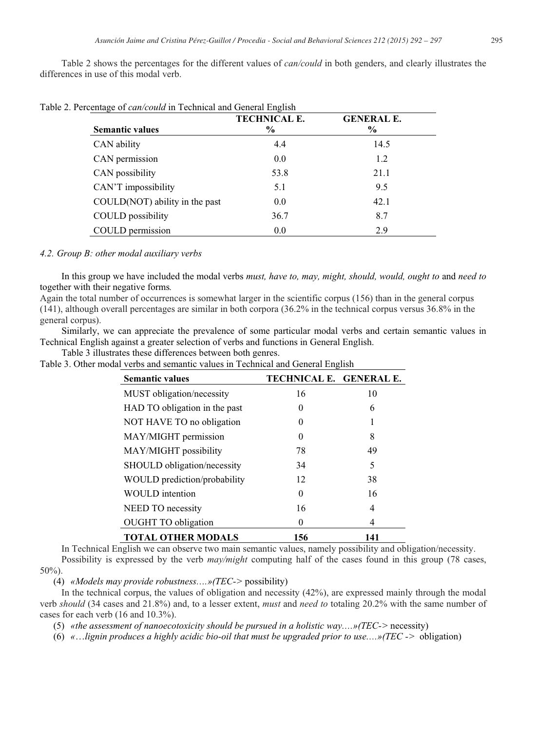Table 2 shows the percentages for the different values of *can/could* in both genders, and clearly illustrates the differences in use of this modal verb.

Table 2. Percentage of *can/could* in Technical and General English

| Semantic values | TECHNICAL E. % | GENERAL E. % |
|---|---|---|
| CAN ability | 4.4 | 14.5 |
| CAN permission | 0.0 | 1.2 |
| CAN possibility | 53.8 | 21.1 |
| CAN'T impossibility | 5.1 | 9.5 |
| COULD(NOT) ability in the past | 0.0 | 42.1 |
| COULD possibility | 36.7 | 8.7 |
| COULD permission | 0.0 | 2.9 |

### *4.2. Group B: other modal auxiliary verbs*

In this group we have included the modal verbs *must, have to, may, might, should, would, ought to* and *need to* together with their negative forms.

Again the total number of occurrences is somewhat larger in the scientific corpus (156) than in the general corpus (141), although overall percentages are similar in both corpora (36.2% in the technical corpus versus 36.8% in the general corpus).

Similarly, we can appreciate the prevalence of some particular modal verbs and certain semantic values in Technical English against a greater selection of verbs and functions in General English.

Table 3 illustrates these differences between both genres.

Table 3. Other modal verbs and semantic values in Technical and General English

| Semantic values | TECHNICAL E. | GENERAL E. |
|---|---|---|
| MUST obligation/necessity | 16 | 10 |
| HAD TO obligation in the past | 0 | 6 |
| NOT HAVE TO no obligation | 0 | 1 |
| MAY/MIGHT permission | 0 | 8 |
| MAY/MIGHT possibility | 78 | 49 |
| SHOULD obligation/necessity | 34 | 5 |
| WOULD prediction/probability | 12 | 38 |
| WOULD intention | 0 | 16 |
| NEED TO necessity | 16 | 4 |
| OUGHT TO obligation | 0 | 4 |
| **TOTAL OTHER MODALS** | **156** | **141** |

In Technical English we can observe two main semantic values, namely possibility and obligation/necessity.

Possibility is expressed by the verb *may/might* computing half of the cases found in this group (78 cases, 50%).

(4) *«Models may provide robustness….»(TEC->* possibility)

In the technical corpus, the values of obligation and necessity (42%), are expressed mainly through the modal verb *should* (34 cases and 21.8%) and, to a lesser extent, *must* and *need to* totaling 20.2% with the same number of cases for each verb (16 and 10.3%).

(5) *«the assessment of nanoecotoxicity should be pursued in a holistic way….»(TEC->* necessity)

(6) *«…lignin produces a highly acidic bio-oil that must be upgraded prior to use….»(TEC ->* obligation)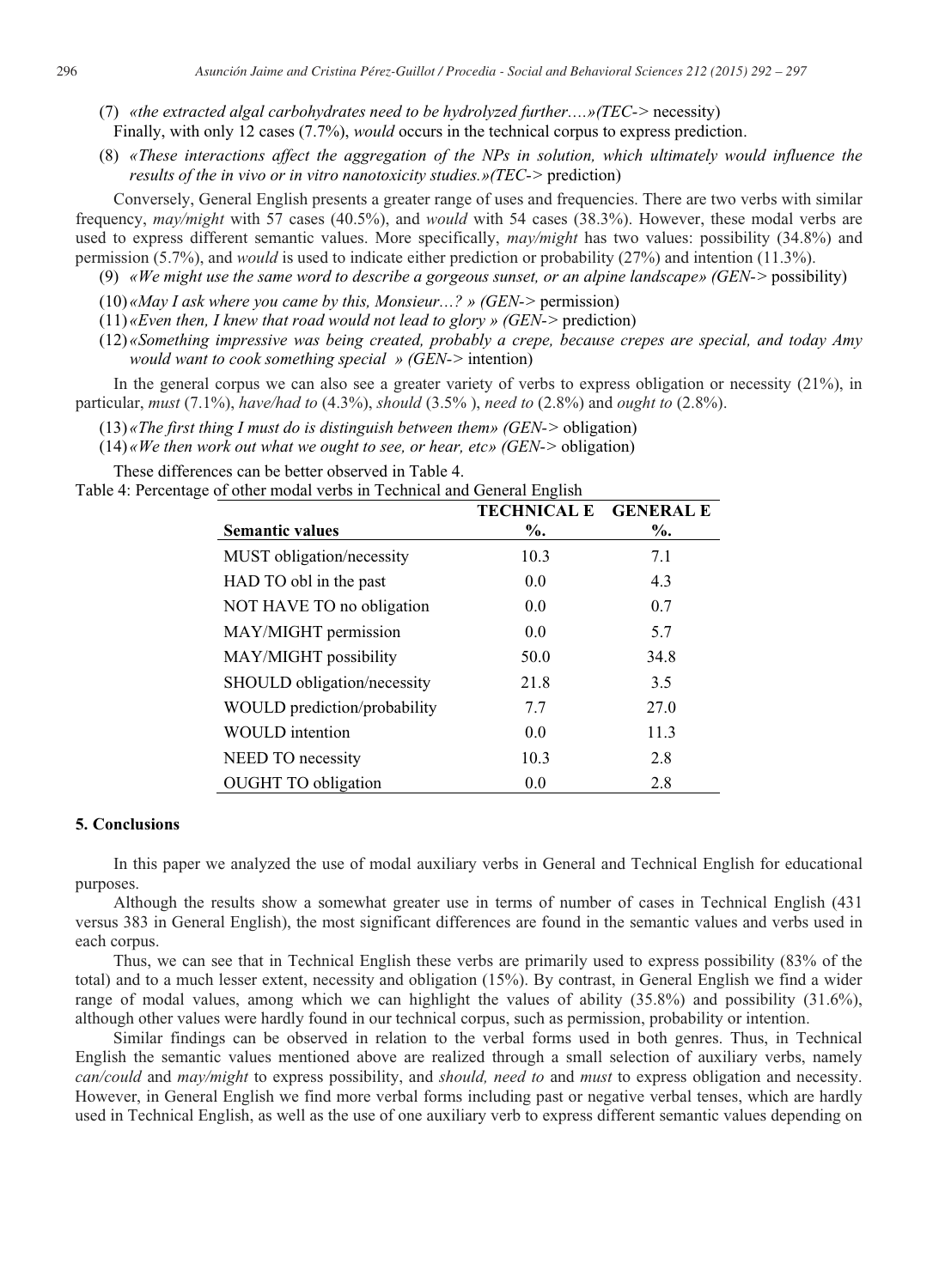(7) *«the extracted algal carbohydrates need to be hydrolyzed further….»(TEC->* necessity)

Finally, with only 12 cases (7.7%), *would* occurs in the technical corpus to express prediction.

(8) *«These interactions affect the aggregation of the NPs in solution, which ultimately would influence the results of the in vivo or in vitro nanotoxicity studies.»(TEC->* prediction)

Conversely, General English presents a greater range of uses and frequencies. There are two verbs with similar frequency, *may/might* with 57 cases (40.5%), and *would* with 54 cases (38.3%). However, these modal verbs are used to express different semantic values. More specifically, *may/might* has two values: possibility (34.8%) and permission (5.7%), and *would* is used to indicate either prediction or probability (27%) and intention (11.3%).

(9) *«We might use the same word to describe a gorgeous sunset, or an alpine landscape» (GEN->* possibility)

(10) *«May I ask where you came by this, Monsieur…? » (GEN->* permission)

(11) *«Even then, I knew that road would not lead to glory » (GEN->* prediction)

(12) *«Something impressive was being created, probably a crepe, because crepes are special, and today Amy would want to cook something special » (GEN->* intention)

In the general corpus we can also see a greater variety of verbs to express obligation or necessity (21%), in particular, *must* (7.1%), *have/had to* (4.3%), *should* (3.5% ), *need to* (2.8%) and *ought to* (2.8%).

(13) *«The first thing I must do is distinguish between them» (GEN->* obligation)

(14) *«We then work out what we ought to see, or hear, etc» (GEN->* obligation)

These differences can be better observed in Table 4.

Table 4: Percentage of other modal verbs in Technical and General English

| Semantic values | TECHNICAL E %. | GENERAL E %. |
|---|---|---|
| MUST obligation/necessity | 10.3 | 7.1 |
| HAD TO obl in the past | 0.0 | 4.3 |
| NOT HAVE TO no obligation | 0.0 | 0.7 |
| MAY/MIGHT permission | 0.0 | 5.7 |
| MAY/MIGHT possibility | 50.0 | 34.8 |
| SHOULD obligation/necessity | 21.8 | 3.5 |
| WOULD prediction/probability | 7.7 | 27.0 |
| WOULD intention | 0.0 | 11.3 |
| NEED TO necessity | 10.3 | 2.8 |
| OUGHT TO obligation | 0.0 | 2.8 |

## 5. Conclusions

In this paper we analyzed the use of modal auxiliary verbs in General and Technical English for educational purposes.

Although the results show a somewhat greater use in terms of number of cases in Technical English (431 versus 383 in General English), the most significant differences are found in the semantic values and verbs used in each corpus.

Thus, we can see that in Technical English these verbs are primarily used to express possibility (83% of the total) and to a much lesser extent, necessity and obligation (15%). By contrast, in General English we find a wider range of modal values, among which we can highlight the values of ability (35.8%) and possibility (31.6%), although other values were hardly found in our technical corpus, such as permission, probability or intention.

Similar findings can be observed in relation to the verbal forms used in both genres. Thus, in Technical English the semantic values mentioned above are realized through a small selection of auxiliary verbs, namely *can/could* and *may/might* to express possibility, and *should, need to* and *must* to express obligation and necessity. However, in General English we find more verbal forms including past or negative verbal tenses, which are hardly used in Technical English, as well as the use of one auxiliary verb to express different semantic values depending on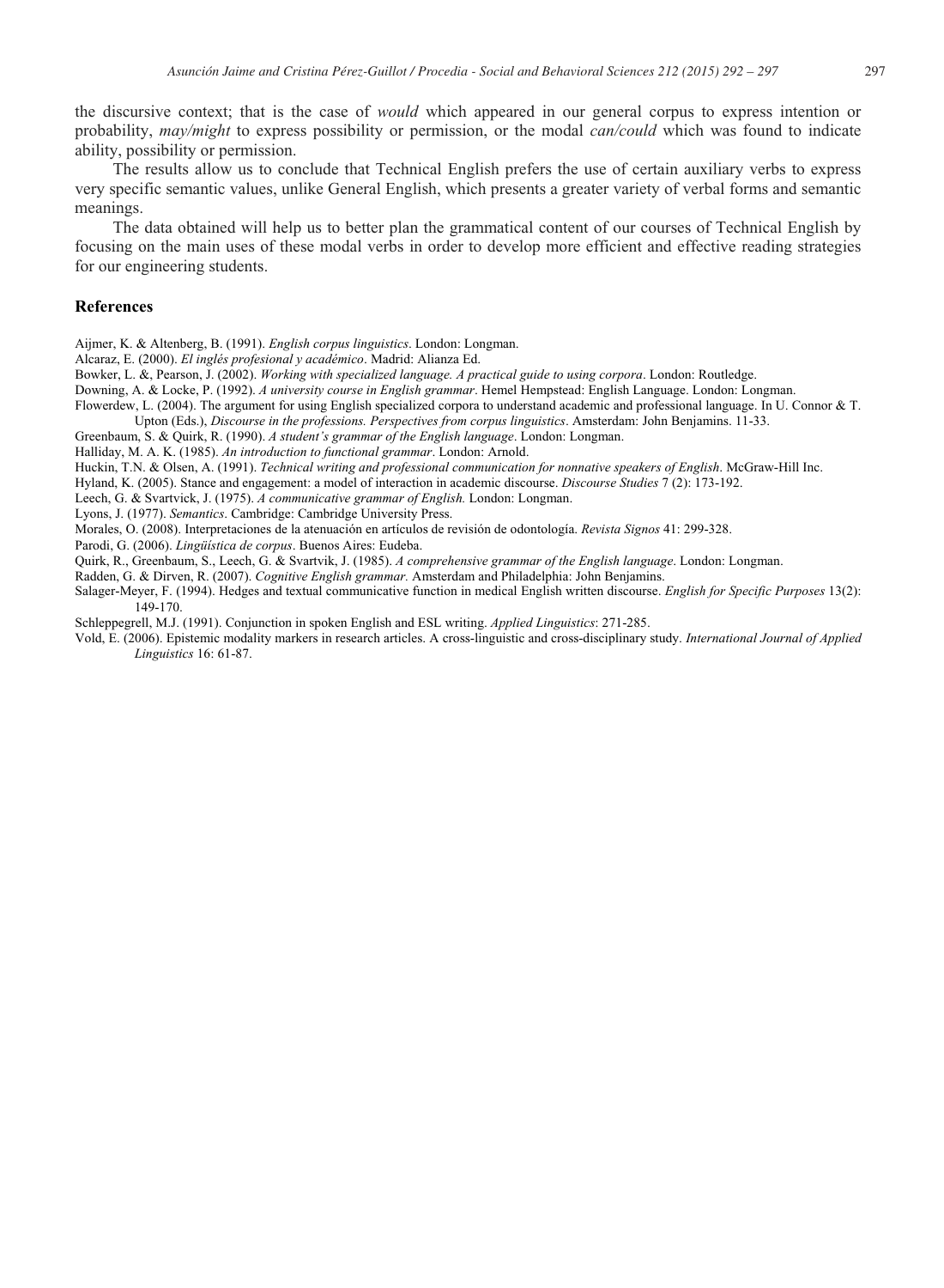the discursive context; that is the case of *would* which appeared in our general corpus to express intention or probability, *may/might* to express possibility or permission, or the modal *can/could* which was found to indicate ability, possibility or permission.

The results allow us to conclude that Technical English prefers the use of certain auxiliary verbs to express very specific semantic values, unlike General English, which presents a greater variety of verbal forms and semantic meanings.

The data obtained will help us to better plan the grammatical content of our courses of Technical English by focusing on the main uses of these modal verbs in order to develop more efficient and effective reading strategies for our engineering students.

## References

Aijmer, K. & Altenberg, B. (1991). *English corpus linguistics*. London: Longman.

Alcaraz, E. (2000). *El inglés profesional y académico*. Madrid: Alianza Ed.

Bowker, L. &, Pearson, J. (2002). *Working with specialized language. A practical guide to using corpora*. London: Routledge.

Downing, A. & Locke, P. (1992). *A university course in English grammar*. Hemel Hempstead: English Language. London: Longman.

Flowerdew, L. (2004). The argument for using English specialized corpora to understand academic and professional language. In U. Connor & T. Upton (Eds.), *Discourse in the professions. Perspectives from corpus linguistics*. Amsterdam: John Benjamins. 11-33.

Greenbaum, S. & Quirk, R. (1990). *A student's grammar of the English language*. London: Longman.

Halliday, M. A. K. (1985). *An introduction to functional grammar*. London: Arnold.

Huckin, T.N. & Olsen, A. (1991). *Technical writing and professional communication for nonnative speakers of English*. McGraw-Hill Inc.

Hyland, K. (2005). Stance and engagement: a model of interaction in academic discourse. *Discourse Studies* 7 (2): 173-192.

Leech, G. & Svartvick, J. (1975). *A communicative grammar of English.* London: Longman.

Lyons, J. (1977). *Semantics*. Cambridge: Cambridge University Press.

Morales, O. (2008). Interpretaciones de la atenuación en artículos de revisión de odontología. *Revista Signos* 41: 299-328.

Parodi, G. (2006). *Lingüística de corpus*. Buenos Aires: Eudeba.

Quirk, R., Greenbaum, S., Leech, G. & Svartvik, J. (1985). *A comprehensive grammar of the English language*. London: Longman.

Radden, G. & Dirven, R. (2007). *Cognitive English grammar.* Amsterdam and Philadelphia: John Benjamins.

Salager-Meyer, F. (1994). Hedges and textual communicative function in medical English written discourse. *English for Specific Purposes* 13(2): 149-170.

Schleppegrell, M.J. (1991). Conjunction in spoken English and ESL writing. *Applied Linguistics*: 271-285.

Vold, E. (2006). Epistemic modality markers in research articles. A cross-linguistic and cross-disciplinary study. *International Journal of Applied Linguistics* 16: 61-87.